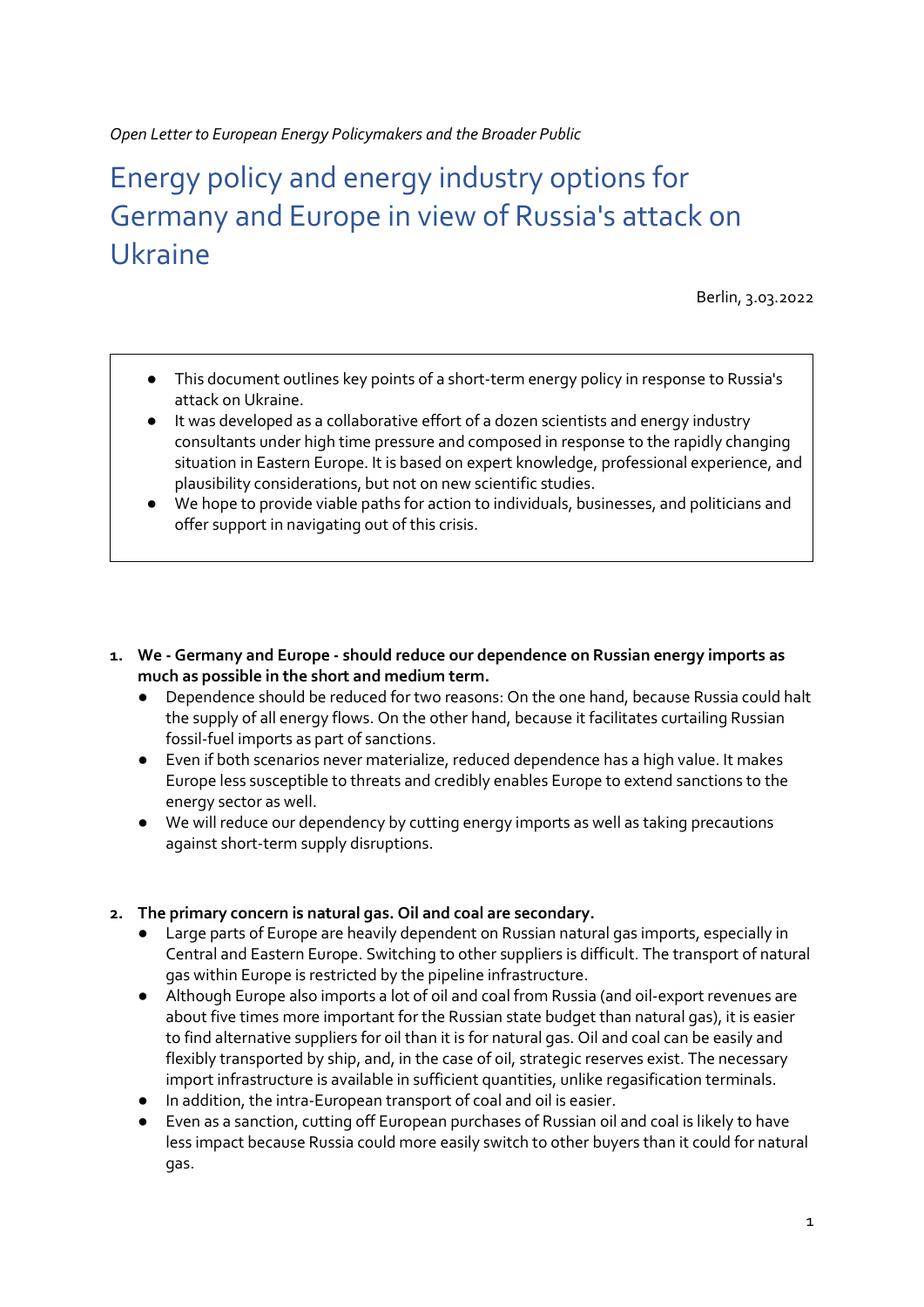*Open Letter to European Energy Policymakers and the Broader Public*

# Energy policy and energy industry options for Germany and Europe in view of Russia's attack on Ukraine

Berlin, 3.03.2022

- This document outlines key points of a short-term energy policy in response to Russia's attack on Ukraine.
- It was developed as a collaborative effort of a dozen scientists and energy industry consultants under high time pressure and composed in response to the rapidly changing situation in Eastern Europe. It is based on expert knowledge, professional experience, and plausibility considerations, but not on new scientific studies.
- We hope to provide viable paths for action to individuals, businesses, and politicians and offer support in navigating out of this crisis.

1. **We - Germany and Europe - should reduce our dependence on Russian energy imports as much as possible in the short and medium term.**
    - Dependence should be reduced for two reasons: On the one hand, because Russia could halt the supply of all energy flows. On the other hand, because it facilitates curtailing Russian fossil-fuel imports as part of sanctions.
    - Even if both scenarios never materialize, reduced dependence has a high value. It makes Europe less susceptible to threats and credibly enables Europe to extend sanctions to the energy sector as well.
    - We will reduce our dependency by cutting energy imports as well as taking precautions against short-term supply disruptions.

2. **The primary concern is natural gas. Oil and coal are secondary.**
    - Large parts of Europe are heavily dependent on Russian natural gas imports, especially in Central and Eastern Europe. Switching to other suppliers is difficult. The transport of natural gas within Europe is restricted by the pipeline infrastructure.
    - Although Europe also imports a lot of oil and coal from Russia (and oil-export revenues are about five times more important for the Russian state budget than natural gas), it is easier to find alternative suppliers for oil than it is for natural gas. Oil and coal can be easily and flexibly transported by ship, and, in the case of oil, strategic reserves exist. The necessary import infrastructure is available in sufficient quantities, unlike regasification terminals.
    - In addition, the intra-European transport of coal and oil is easier.
    - Even as a sanction, cutting off European purchases of Russian oil and coal is likely to have less impact because Russia could more easily switch to other buyers than it could for natural gas.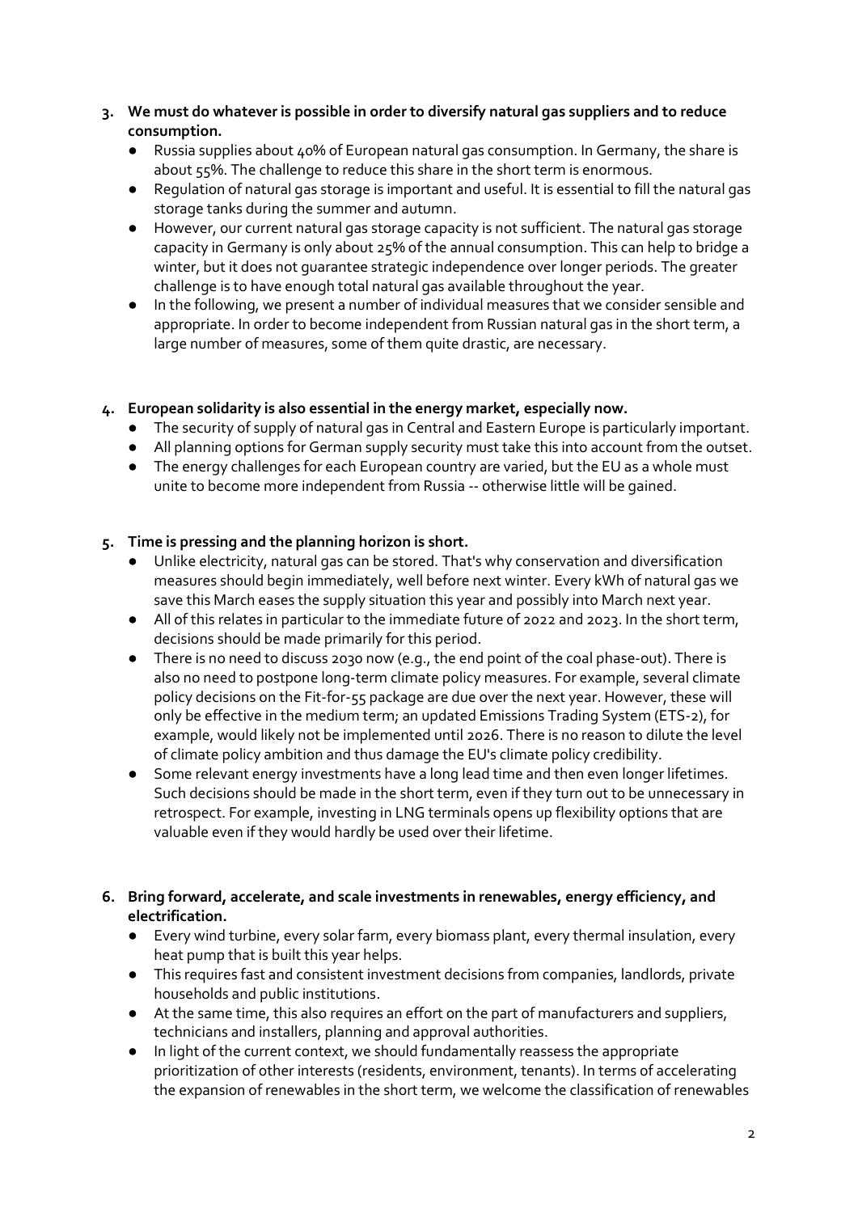3. **We must do whatever is possible in order to diversify natural gas suppliers and to reduce consumption.**
   - Russia supplies about 40% of European natural gas consumption. In Germany, the share is about 55%. The challenge to reduce this share in the short term is enormous.
   - Regulation of natural gas storage is important and useful. It is essential to fill the natural gas storage tanks during the summer and autumn.
   - However, our current natural gas storage capacity is not sufficient. The natural gas storage capacity in Germany is only about 25% of the annual consumption. This can help to bridge a winter, but it does not guarantee strategic independence over longer periods. The greater challenge is to have enough total natural gas available throughout the year.
   - In the following, we present a number of individual measures that we consider sensible and appropriate. In order to become independent from Russian natural gas in the short term, a large number of measures, some of them quite drastic, are necessary.

4. **European solidarity is also essential in the energy market, especially now.**
   - The security of supply of natural gas in Central and Eastern Europe is particularly important.
   - All planning options for German supply security must take this into account from the outset.
   - The energy challenges for each European country are varied, but the EU as a whole must unite to become more independent from Russia -- otherwise little will be gained.

5. **Time is pressing and the planning horizon is short.**
   - Unlike electricity, natural gas can be stored. That's why conservation and diversification measures should begin immediately, well before next winter. Every kWh of natural gas we save this March eases the supply situation this year and possibly into March next year.
   - All of this relates in particular to the immediate future of 2022 and 2023. In the short term, decisions should be made primarily for this period.
   - There is no need to discuss 2030 now (e.g., the end point of the coal phase-out). There is also no need to postpone long-term climate policy measures. For example, several climate policy decisions on the Fit-for-55 package are due over the next year. However, these will only be effective in the medium term; an updated Emissions Trading System (ETS-2), for example, would likely not be implemented until 2026. There is no reason to dilute the level of climate policy ambition and thus damage the EU's climate policy credibility.
   - Some relevant energy investments have a long lead time and then even longer lifetimes. Such decisions should be made in the short term, even if they turn out to be unnecessary in retrospect. For example, investing in LNG terminals opens up flexibility options that are valuable even if they would hardly be used over their lifetime.

6. **Bring forward, accelerate, and scale investments in renewables, energy efficiency, and electrification.**
   - Every wind turbine, every solar farm, every biomass plant, every thermal insulation, every heat pump that is built this year helps.
   - This requires fast and consistent investment decisions from companies, landlords, private households and public institutions.
   - At the same time, this also requires an effort on the part of manufacturers and suppliers, technicians and installers, planning and approval authorities.
   - In light of the current context, we should fundamentally reassess the appropriate prioritization of other interests (residents, environment, tenants). In terms of accelerating the expansion of renewables in the short term, we welcome the classification of renewables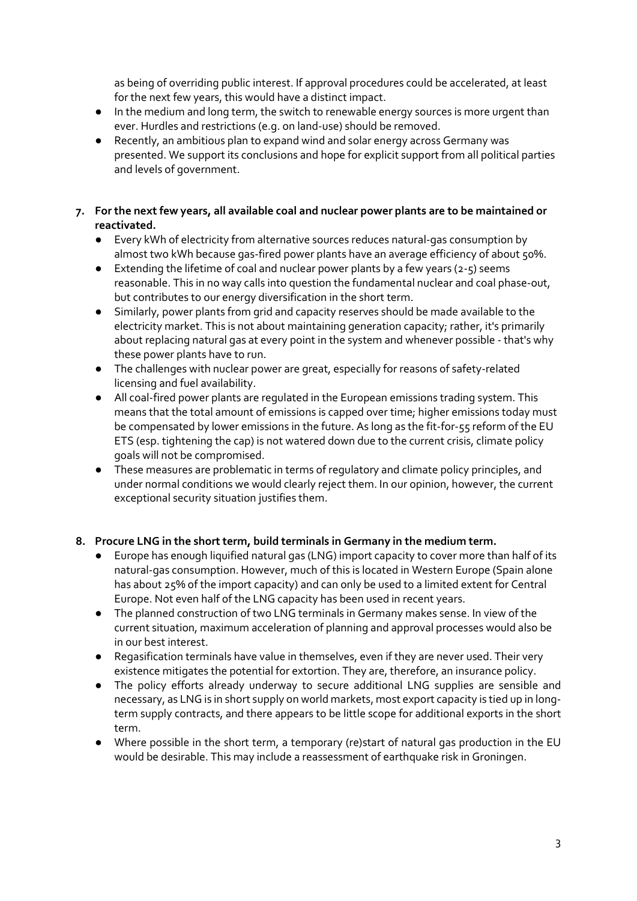as being of overriding public interest. If approval procedures could be accelerated, at least for the next few years, this would have a distinct impact.

- In the medium and long term, the switch to renewable energy sources is more urgent than ever. Hurdles and restrictions (e.g. on land-use) should be removed.
- Recently, an ambitious plan to expand wind and solar energy across Germany was presented. We support its conclusions and hope for explicit support from all political parties and levels of government.

7. **For the next few years, all available coal and nuclear power plants are to be maintained or reactivated.**
   - Every kWh of electricity from alternative sources reduces natural-gas consumption by almost two kWh because gas-fired power plants have an average efficiency of about 50%.
   - Extending the lifetime of coal and nuclear power plants by a few years (2-5) seems reasonable. This in no way calls into question the fundamental nuclear and coal phase-out, but contributes to our energy diversification in the short term.
   - Similarly, power plants from grid and capacity reserves should be made available to the electricity market. This is not about maintaining generation capacity; rather, it's primarily about replacing natural gas at every point in the system and whenever possible - that's why these power plants have to run.
   - The challenges with nuclear power are great, especially for reasons of safety-related licensing and fuel availability.
   - All coal-fired power plants are regulated in the European emissions trading system. This means that the total amount of emissions is capped over time; higher emissions today must be compensated by lower emissions in the future. As long as the fit-for-55 reform of the EU ETS (esp. tightening the cap) is not watered down due to the current crisis, climate policy goals will not be compromised.
   - These measures are problematic in terms of regulatory and climate policy principles, and under normal conditions we would clearly reject them. In our opinion, however, the current exceptional security situation justifies them.

8. **Procure LNG in the short term, build terminals in Germany in the medium term.**
   - Europe has enough liquified natural gas (LNG) import capacity to cover more than half of its natural-gas consumption. However, much of this is located in Western Europe (Spain alone has about 25% of the import capacity) and can only be used to a limited extent for Central Europe. Not even half of the LNG capacity has been used in recent years.
   - The planned construction of two LNG terminals in Germany makes sense. In view of the current situation, maximum acceleration of planning and approval processes would also be in our best interest.
   - Regasification terminals have value in themselves, even if they are never used. Their very existence mitigates the potential for extortion. They are, therefore, an insurance policy.
   - The policy efforts already underway to secure additional LNG supplies are sensible and necessary, as LNG is in short supply on world markets, most export capacity is tied up in long-term supply contracts, and there appears to be little scope for additional exports in the short term.
   - Where possible in the short term, a temporary (re)start of natural gas production in the EU would be desirable. This may include a reassessment of earthquake risk in Groningen.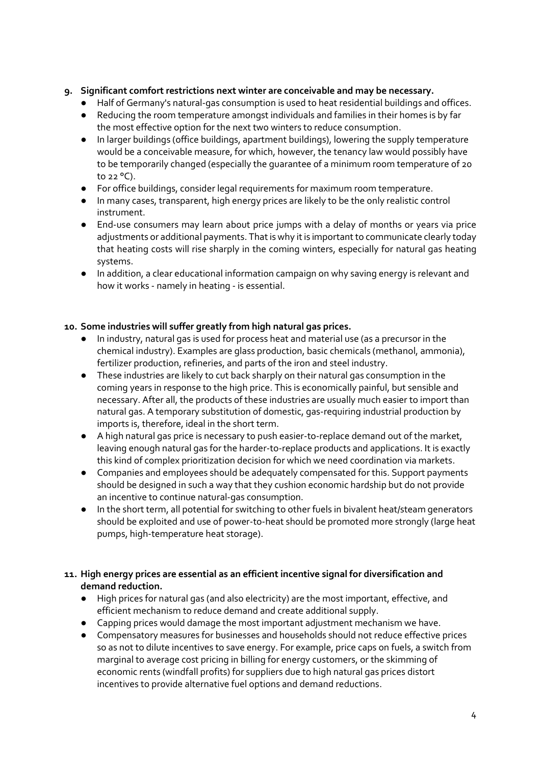9. **Significant comfort restrictions next winter are conceivable and may be necessary.**
    - Half of Germany's natural-gas consumption is used to heat residential buildings and offices.
    - Reducing the room temperature amongst individuals and families in their homes is by far the most effective option for the next two winters to reduce consumption.
    - In larger buildings (office buildings, apartment buildings), lowering the supply temperature would be a conceivable measure, for which, however, the tenancy law would possibly have to be temporarily changed (especially the guarantee of a minimum room temperature of 20 to 22 °C).
    - For office buildings, consider legal requirements for maximum room temperature.
    - In many cases, transparent, high energy prices are likely to be the only realistic control instrument.
    - End-use consumers may learn about price jumps with a delay of months or years via price adjustments or additional payments. That is why it is important to communicate clearly today that heating costs will rise sharply in the coming winters, especially for natural gas heating systems.
    - In addition, a clear educational information campaign on why saving energy is relevant and how it works - namely in heating - is essential.

10. **Some industries will suffer greatly from high natural gas prices.**
    - In industry, natural gas is used for process heat and material use (as a precursor in the chemical industry). Examples are glass production, basic chemicals (methanol, ammonia), fertilizer production, refineries, and parts of the iron and steel industry.
    - These industries are likely to cut back sharply on their natural gas consumption in the coming years in response to the high price. This is economically painful, but sensible and necessary. After all, the products of these industries are usually much easier to import than natural gas. A temporary substitution of domestic, gas-requiring industrial production by imports is, therefore, ideal in the short term.
    - A high natural gas price is necessary to push easier-to-replace demand out of the market, leaving enough natural gas for the harder-to-replace products and applications. It is exactly this kind of complex prioritization decision for which we need coordination via markets.
    - Companies and employees should be adequately compensated for this. Support payments should be designed in such a way that they cushion economic hardship but do not provide an incentive to continue natural-gas consumption.
    - In the short term, all potential for switching to other fuels in bivalent heat/steam generators should be exploited and use of power-to-heat should be promoted more strongly (large heat pumps, high-temperature heat storage).

11. **High energy prices are essential as an efficient incentive signal for diversification and demand reduction.**
    - High prices for natural gas (and also electricity) are the most important, effective, and efficient mechanism to reduce demand and create additional supply.
    - Capping prices would damage the most important adjustment mechanism we have.
    - Compensatory measures for businesses and households should not reduce effective prices so as not to dilute incentives to save energy. For example, price caps on fuels, a switch from marginal to average cost pricing in billing for energy customers, or the skimming of economic rents (windfall profits) for suppliers due to high natural gas prices distort incentives to provide alternative fuel options and demand reductions.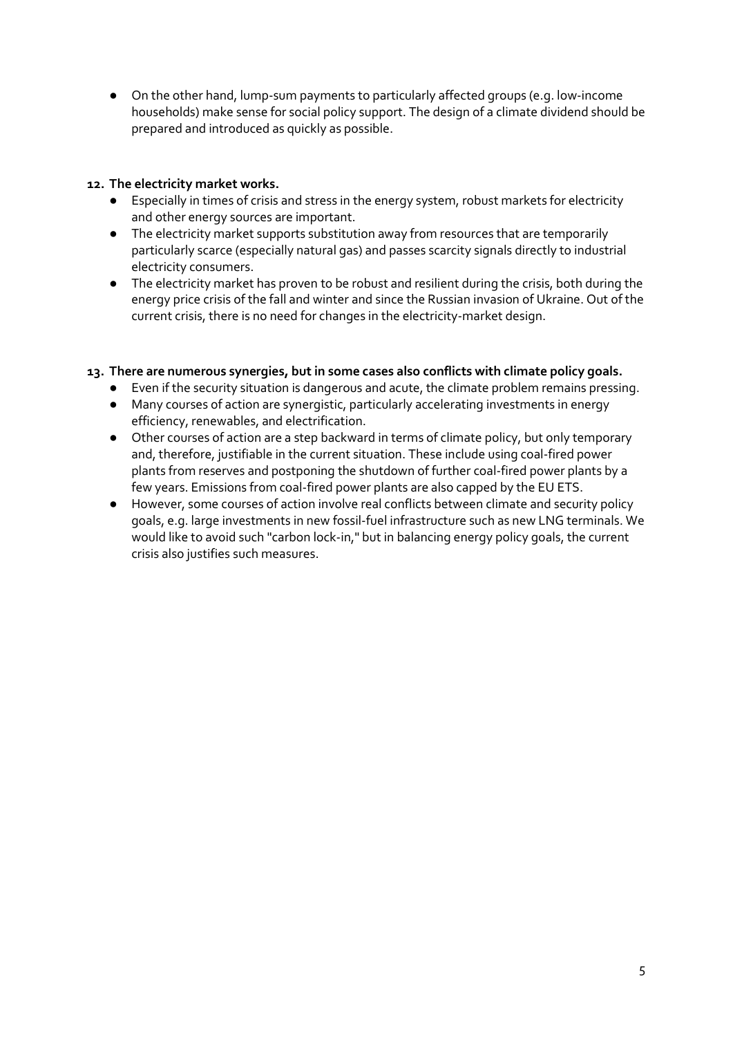- On the other hand, lump-sum payments to particularly affected groups (e.g. low-income households) make sense for social policy support. The design of a climate dividend should be prepared and introduced as quickly as possible.

**12. The electricity market works.**

- Especially in times of crisis and stress in the energy system, robust markets for electricity and other energy sources are important.
- The electricity market supports substitution away from resources that are temporarily particularly scarce (especially natural gas) and passes scarcity signals directly to industrial electricity consumers.
- The electricity market has proven to be robust and resilient during the crisis, both during the energy price crisis of the fall and winter and since the Russian invasion of Ukraine. Out of the current crisis, there is no need for changes in the electricity-market design.

**13. There are numerous synergies, but in some cases also conflicts with climate policy goals.**

- Even if the security situation is dangerous and acute, the climate problem remains pressing.
- Many courses of action are synergistic, particularly accelerating investments in energy efficiency, renewables, and electrification.
- Other courses of action are a step backward in terms of climate policy, but only temporary and, therefore, justifiable in the current situation. These include using coal-fired power plants from reserves and postponing the shutdown of further coal-fired power plants by a few years. Emissions from coal-fired power plants are also capped by the EU ETS.
- However, some courses of action involve real conflicts between climate and security policy goals, e.g. large investments in new fossil-fuel infrastructure such as new LNG terminals. We would like to avoid such "carbon lock-in," but in balancing energy policy goals, the current crisis also justifies such measures.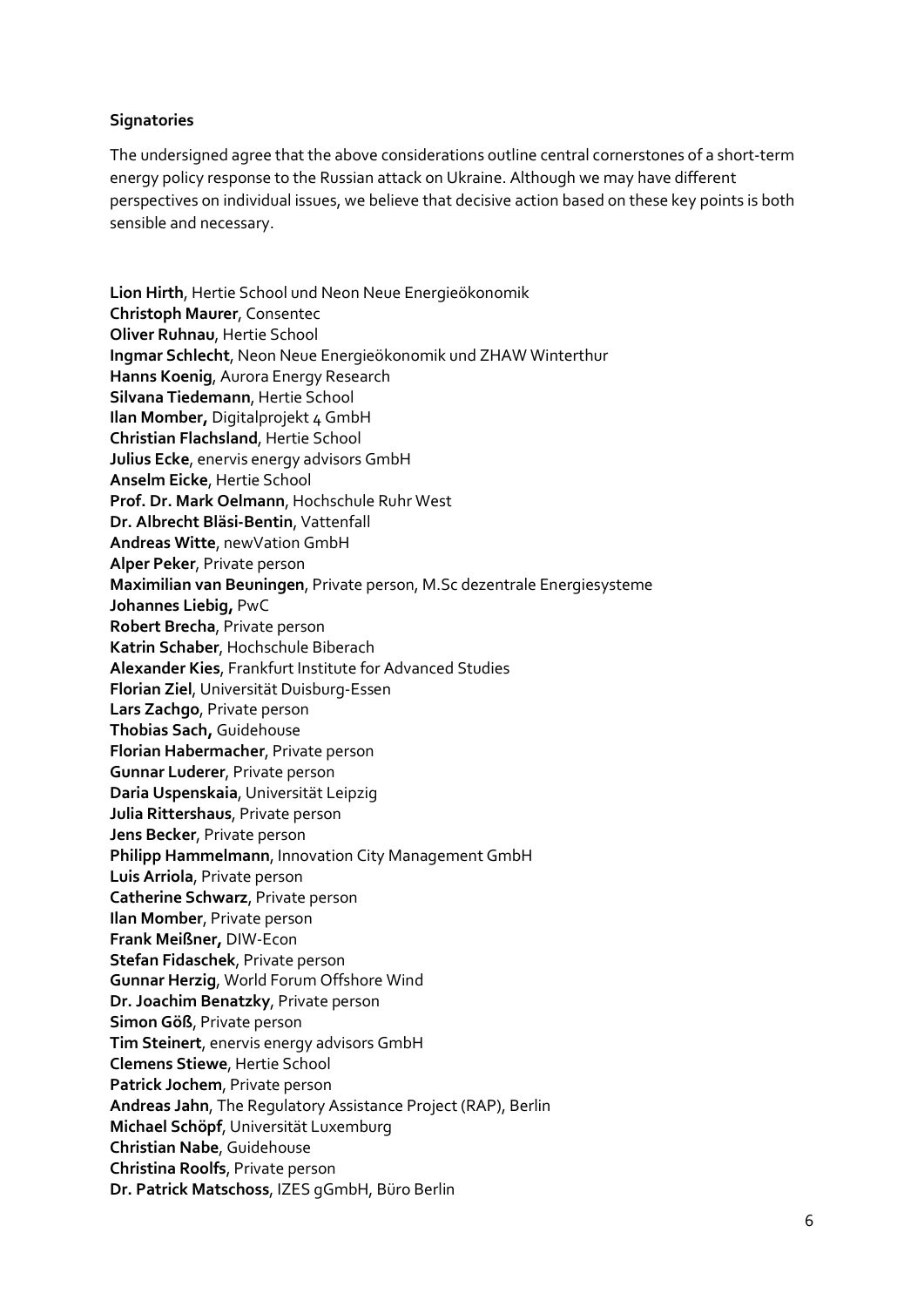**Signatories**

The undersigned agree that the above considerations outline central cornerstones of a short-term energy policy response to the Russian attack on Ukraine. Although we may have different perspectives on individual issues, we believe that decisive action based on these key points is both sensible and necessary.

**Lion Hirth**, Hertie School und Neon Neue Energieökonomik
**Christoph Maurer**, Consentec
**Oliver Ruhnau**, Hertie School
**Ingmar Schlecht**, Neon Neue Energieökonomik und ZHAW Winterthur
**Hanns Koenig**, Aurora Energy Research
**Silvana Tiedemann**, Hertie School
**Ilan Momber,** Digitalprojekt 4 GmbH
**Christian Flachsland**, Hertie School
**Julius Ecke**, enervis energy advisors GmbH
**Anselm Eicke**, Hertie School
**Prof. Dr. Mark Oelmann**, Hochschule Ruhr West
**Dr. Albrecht Bläsi-Bentin**, Vattenfall
**Andreas Witte**, newVation GmbH
**Alper Peker**, Private person
**Maximilian van Beuningen**, Private person, M.Sc dezentrale Energiesysteme
**Johannes Liebig,** PwC
**Robert Brecha**, Private person
**Katrin Schaber**, Hochschule Biberach
**Alexander Kies**, Frankfurt Institute for Advanced Studies
**Florian Ziel**, Universität Duisburg-Essen
**Lars Zachgo**, Private person
**Thobias Sach,** Guidehouse
**Florian Habermacher**, Private person
**Gunnar Luderer**, Private person
**Daria Uspenskaia**, Universität Leipzig
**Julia Rittershaus**, Private person
**Jens Becker**, Private person
**Philipp Hammelmann**, Innovation City Management GmbH
**Luis Arriola**, Private person
**Catherine Schwarz**, Private person
**Ilan Momber**, Private person
**Frank Meißner,** DIW-Econ
**Stefan Fidaschek**, Private person
**Gunnar Herzig**, World Forum Offshore Wind
**Dr. Joachim Benatzky**, Private person
**Simon Göß**, Private person
**Tim Steinert**, enervis energy advisors GmbH
**Clemens Stiewe**, Hertie School
**Patrick Jochem**, Private person
**Andreas Jahn**, The Regulatory Assistance Project (RAP), Berlin
**Michael Schöpf**, Universität Luxemburg
**Christian Nabe**, Guidehouse
**Christina Roolfs**, Private person
**Dr. Patrick Matschoss**, IZES gGmbH, Büro Berlin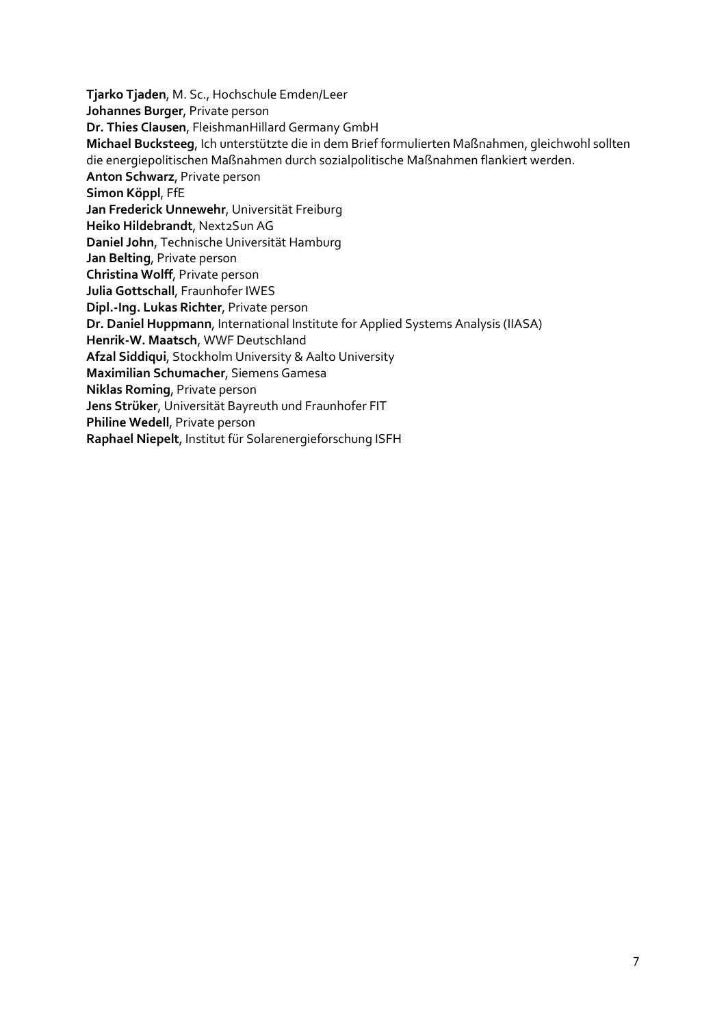**Tjarko Tjaden**, M. Sc., Hochschule Emden/Leer
**Johannes Burger**, Private person
**Dr. Thies Clausen**, FleishmanHillard Germany GmbH
**Michael Bucksteeg**, Ich unterstützte die in dem Brief formulierten Maßnahmen, gleichwohl sollten die energiepolitischen Maßnahmen durch sozialpolitische Maßnahmen flankiert werden.
**Anton Schwarz**, Private person
**Simon Köppl**, FfE
**Jan Frederick Unnewehr**, Universität Freiburg
**Heiko Hildebrandt**, Next2Sun AG
**Daniel John**, Technische Universität Hamburg
**Jan Belting**, Private person
**Christina Wolff**, Private person
**Julia Gottschall**, Fraunhofer IWES
**Dipl.-Ing. Lukas Richter**, Private person
**Dr. Daniel Huppmann**, International Institute for Applied Systems Analysis (IIASA)
**Henrik-W. Maatsch**, WWF Deutschland
**Afzal Siddiqui**, Stockholm University & Aalto University
**Maximilian Schumacher**, Siemens Gamesa
**Niklas Roming**, Private person
**Jens Strüker**, Universität Bayreuth und Fraunhofer FIT
**Philine Wedell**, Private person
**Raphael Niepelt**, Institut für Solarenergieforschung ISFH